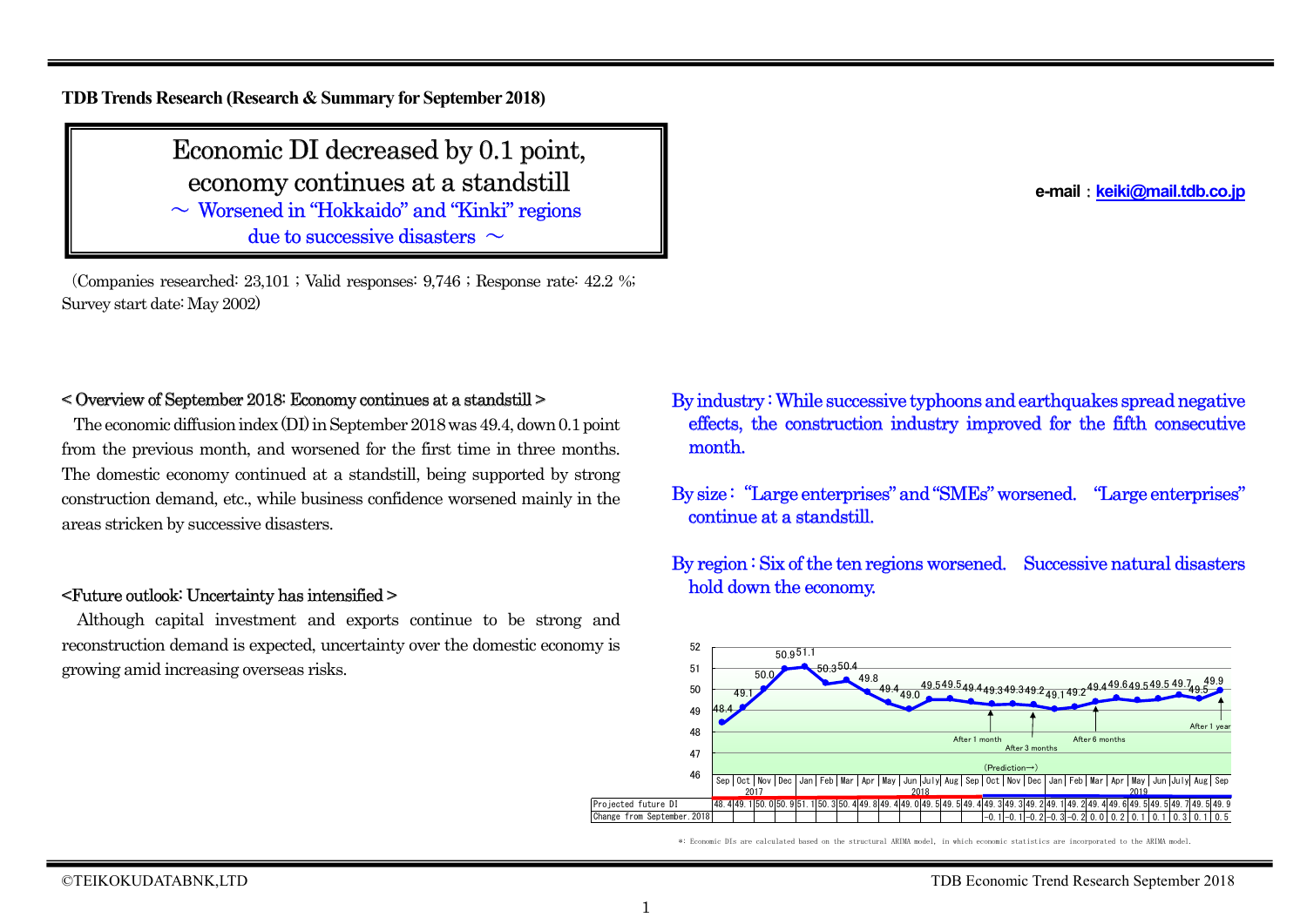**TDB Trends Research (Research & Summary for September 2018)**

# Economic DI decreased by 0.1 point, economy continues at a standstill

## ～ Worsened in "Hokkaido" and "Kinki" regions due to successive disasters ～

(Companies researched: 23,101 ; Valid responses: 9,746 ; Response rate: 42.2 %; Survey start date: May 2002)

e-mail：keiki@mail.tdb.co.jp

### < Overview of September 2018: Economy continues at a standstill >

The economic diffusion index (DI) in September 2018 was 49.4, down 0.1 point from the previous month, and worsened for the first time in three months. The domestic economy continued at a standstill, being supported by strong construction demand, etc., while business confidence worsened mainly in the areas stricken by successive disasters.

### <Future outlook: Uncertainty has intensified >

Although capital investment and exports continue to be strong and reconstruction demand is expected, uncertainty over the domestic economy is growing amid increasing overseas risks.

**By industry : While successive typhoons and earthquakes spread negative effects, the construction industry improved for the fifth consecutive month.**

**By size : "Large enterprises" and "SMEs" worsened. "Large enterprises" continue at a standstill.**

**By region : Six of the ten regions worsened. Successive natural disasters hold down the economy.**

| | 2017 Sep | Oct | Nov | Dec | 2018 Jan | Feb | Mar | Apr | May | Jun | July | Aug | Sep | Oct | Nov | Dec | 2019 Jan | Feb | Mar | Apr | May | Jun | July | Aug | Sep |
|---|---|---|---|---|---|---|---|---|---|---|---|---|---|---|---|---|---|---|---|---|---|---|---|---|---|
| Projected future DI | 48.4 | 49.1 | 50.0 | 50.9 | 51.1 | 50.3 | 50.4 | 49.8 | 49.4 | 49.0 | 49.5 | 49.5 | 49.4 | 49.3 | 49.3 | 49.2 | 49.1 | 49.2 | 49.4 | 49.6 | 49.5 | 49.5 | 49.7 | 49.5 | 49.9 |
| Change from September.2018 | | | | | | | | | | | | | | -0.1 | -0.1 | -0.2 | -0.3 | -0.2 | 0.0 | 0.2 | 0.1 | 0.1 | 0.3 | 0.1 | 0.5 |

(Prediction→) After 1 month (Oct 2018), After 3 months (Dec 2018), After 6 months (Mar 2019), After 1 year (Sep 2019)

*: Economic DIs are calculated based on the structural ARIMA model, in which economic statistics are incorporated to the ARIMA model.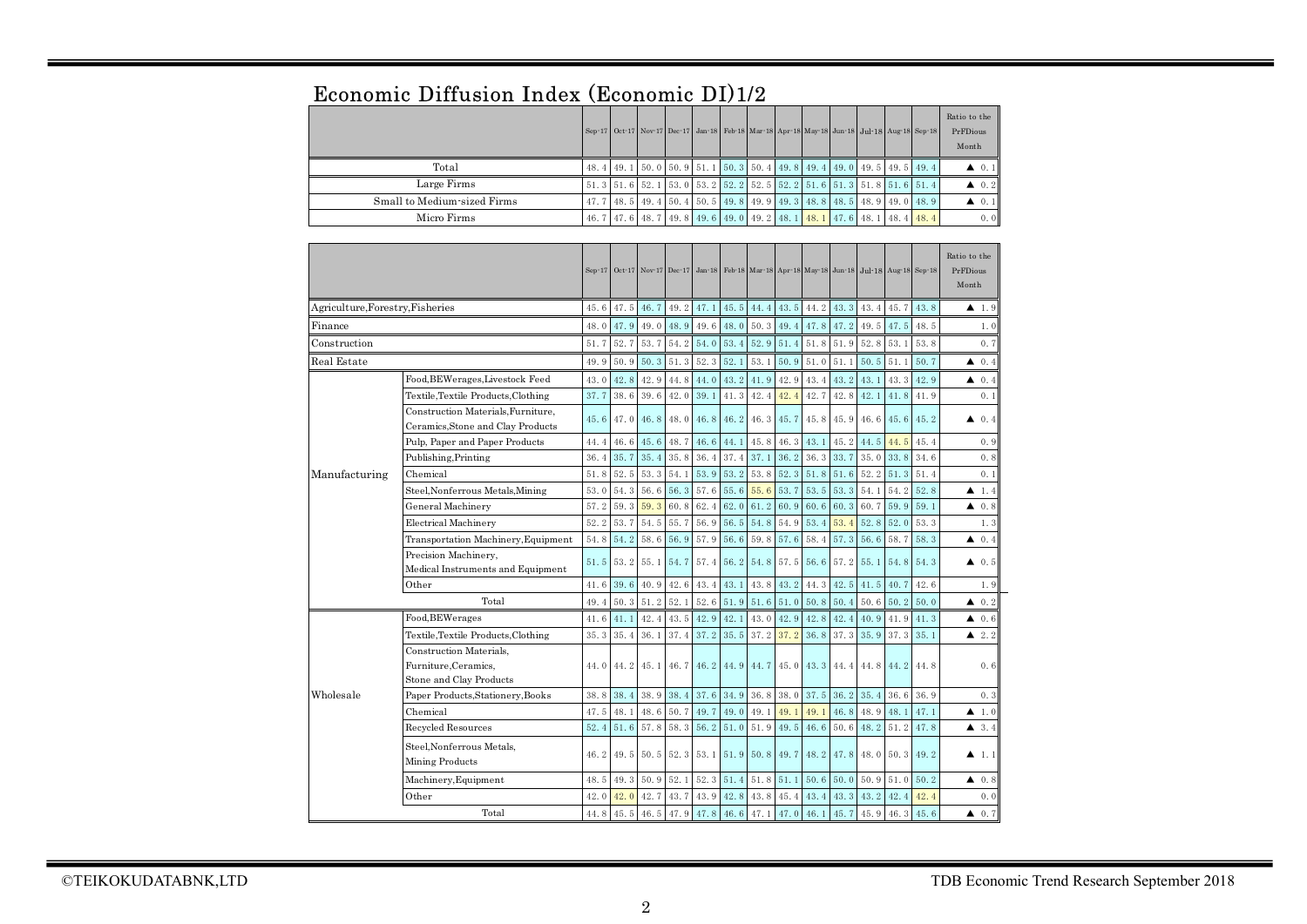# Economic Diffusion Index (Economic DI)1/2

| | Sep-17 | Oct-17 | Nov-17 | Dec-17 | Jan-18 | Feb-18 | Mar-18 | Apr-18 | May-18 | Jun-18 | Jul-18 | Aug-18 | Sep-18 | Ratio to the PrFDious Month |
|---|---|---|---|---|---|---|---|---|---|---|---|---|---|---|
| Total | 48.4 | 49.1 | 50.0 | 50.9 | 51.1 | 50.3 | 50.4 | 49.8 | 49.4 | 49.0 | 49.5 | 49.5 | 49.4 | ▲ 0.1 |
| Large Firms | 51.3 | 51.6 | 52.1 | 53.0 | 53.2 | 52.2 | 52.5 | 52.2 | 51.6 | 51.3 | 51.8 | 51.6 | 51.4 | ▲ 0.2 |
| Small to Medium-sized Firms | 47.7 | 48.5 | 49.4 | 50.4 | 50.5 | 49.8 | 49.9 | 49.3 | 48.8 | 48.5 | 48.9 | 49.0 | 48.9 | ▲ 0.1 |
| Micro Firms | 46.7 | 47.6 | 48.7 | 49.8 | 49.6 | 49.0 | 49.2 | 48.1 | 48.1 | 47.6 | 48.1 | 48.4 | 48.4 | 0.0 |

| | | Sep-17 | Oct-17 | Nov-17 | Dec-17 | Jan-18 | Feb-18 | Mar-18 | Apr-18 | May-18 | Jun-18 | Jul-18 | Aug-18 | Sep-18 | Ratio to the PrFDious Month |
|---|---|---|---|---|---|---|---|---|---|---|---|---|---|---|---|
| Agriculture,Forestry,Fisheries | | 45.6 | 47.5 | 46.7 | 49.2 | 47.1 | 45.5 | 44.4 | 43.5 | 44.2 | 43.3 | 43.4 | 45.7 | 43.8 | ▲ 1.9 |
| Finance | | 48.0 | 47.9 | 49.0 | 48.9 | 49.6 | 48.0 | 50.3 | 49.4 | 47.8 | 47.2 | 49.5 | 47.5 | 48.5 | 1.0 |
| Construction | | 51.7 | 52.7 | 53.7 | 54.2 | 54.0 | 53.4 | 52.9 | 51.4 | 51.8 | 51.9 | 52.8 | 53.1 | 53.8 | 0.7 |
| Real Estate | | 49.9 | 50.9 | 50.3 | 51.3 | 52.3 | 52.1 | 53.1 | 50.9 | 51.0 | 51.1 | 50.5 | 51.1 | 50.7 | ▲ 0.4 |
| Manufacturing | Food,BEWerages,Livestock Feed | 43.0 | 42.8 | 42.9 | 44.8 | 44.0 | 43.2 | 41.9 | 42.9 | 43.4 | 43.2 | 43.1 | 43.3 | 42.9 | ▲ 0.4 |
| | Textile,Textile Products,Clothing | 37.7 | 38.6 | 39.6 | 42.0 | 39.1 | 41.3 | 42.4 | 42.4 | 42.7 | 42.8 | 42.1 | 41.8 | 41.9 | 0.1 |
| | Construction Materials,Furniture, Ceramics,Stone and Clay Products | 45.6 | 47.0 | 46.8 | 48.0 | 46.8 | 46.2 | 46.3 | 45.7 | 45.8 | 45.9 | 46.6 | 45.6 | 45.2 | ▲ 0.4 |
| | Pulp, Paper and Paper Products | 44.4 | 46.6 | 45.6 | 48.7 | 46.6 | 44.1 | 45.8 | 46.3 | 43.1 | 45.2 | 44.5 | 44.5 | 45.4 | 0.9 |
| | Publishing,Printing | 36.4 | 35.7 | 35.4 | 35.8 | 36.4 | 37.4 | 37.1 | 36.2 | 36.3 | 33.7 | 35.0 | 33.8 | 34.6 | 0.8 |
| | Chemical | 51.8 | 52.5 | 53.3 | 54.1 | 53.9 | 53.2 | 53.8 | 52.3 | 51.8 | 51.6 | 52.2 | 51.3 | 51.4 | 0.1 |
| | Steel,Nonferrous Metals,Mining | 53.0 | 54.3 | 56.6 | 56.3 | 57.6 | 55.6 | 55.6 | 53.7 | 53.5 | 53.3 | 54.1 | 54.2 | 52.8 | ▲ 1.4 |
| | General Machinery | 57.2 | 59.3 | 59.3 | 60.8 | 62.4 | 62.0 | 61.2 | 60.9 | 60.6 | 60.3 | 60.7 | 59.9 | 59.1 | ▲ 0.8 |
| | Electrical Machinery | 52.2 | 53.7 | 54.5 | 55.7 | 56.9 | 56.5 | 54.8 | 54.9 | 53.4 | 53.4 | 52.8 | 52.0 | 53.3 | 1.3 |
| | Transportation Machinery,Equipment | 54.8 | 54.2 | 58.6 | 56.9 | 57.9 | 56.6 | 59.8 | 57.6 | 58.4 | 57.3 | 56.6 | 58.7 | 58.3 | ▲ 0.4 |
| | Precision Machinery, Medical Instruments and Equipment | 51.5 | 53.2 | 55.1 | 54.7 | 57.4 | 56.2 | 54.8 | 57.5 | 56.6 | 57.2 | 55.1 | 54.8 | 54.3 | ▲ 0.5 |
| | Other | 41.6 | 39.6 | 40.9 | 42.6 | 43.4 | 43.1 | 43.8 | 43.2 | 44.3 | 42.5 | 41.5 | 40.7 | 42.6 | 1.9 |
| | Total | 49.4 | 50.3 | 51.2 | 52.1 | 52.6 | 51.9 | 51.6 | 51.0 | 50.8 | 50.4 | 50.6 | 50.2 | 50.0 | ▲ 0.2 |
| Wholesale | Food,BEWerages | 41.6 | 41.1 | 42.4 | 43.5 | 42.9 | 42.1 | 43.0 | 42.9 | 42.8 | 42.4 | 40.9 | 41.9 | 41.3 | ▲ 0.6 |
| | Textile,Textile Products,Clothing | 35.3 | 35.4 | 36.1 | 37.4 | 37.2 | 35.5 | 37.2 | 37.2 | 36.8 | 37.3 | 35.9 | 37.3 | 35.1 | ▲ 2.2 |
| | Construction Materials, Furniture,Ceramics, Stone and Clay Products | 44.0 | 44.2 | 45.1 | 46.7 | 46.2 | 44.9 | 44.7 | 45.0 | 43.3 | 44.4 | 44.8 | 44.2 | 44.8 | 0.6 |
| | Paper Products,Stationery,Books | 38.8 | 38.4 | 38.9 | 38.4 | 37.6 | 34.9 | 36.8 | 38.0 | 37.5 | 36.2 | 35.4 | 36.6 | 36.9 | 0.3 |
| | Chemical | 47.5 | 48.1 | 48.6 | 50.7 | 49.7 | 49.0 | 49.1 | 49.1 | 49.1 | 46.8 | 48.9 | 48.1 | 47.1 | ▲ 1.0 |
| | Recycled Resources | 52.4 | 51.6 | 57.8 | 58.3 | 56.2 | 51.0 | 51.9 | 49.5 | 46.6 | 50.6 | 48.2 | 51.2 | 47.8 | ▲ 3.4 |
| | Steel,Nonferrous Metals, Mining Products | 46.2 | 49.5 | 50.5 | 52.3 | 53.1 | 51.9 | 50.8 | 49.7 | 48.2 | 47.8 | 48.0 | 50.3 | 49.2 | ▲ 1.1 |
| | Machinery,Equipment | 48.5 | 49.3 | 50.9 | 52.1 | 52.3 | 51.4 | 51.8 | 51.1 | 50.6 | 50.0 | 50.9 | 51.0 | 50.2 | ▲ 0.8 |
| | Other | 42.0 | 42.0 | 42.7 | 43.7 | 43.9 | 42.8 | 43.8 | 45.4 | 43.4 | 43.3 | 43.2 | 42.4 | 42.4 | 0.0 |
| | Total | 44.8 | 45.5 | 46.5 | 47.9 | 47.8 | 46.6 | 47.1 | 47.0 | 46.1 | 45.7 | 45.9 | 46.3 | 45.6 | ▲ 0.7 |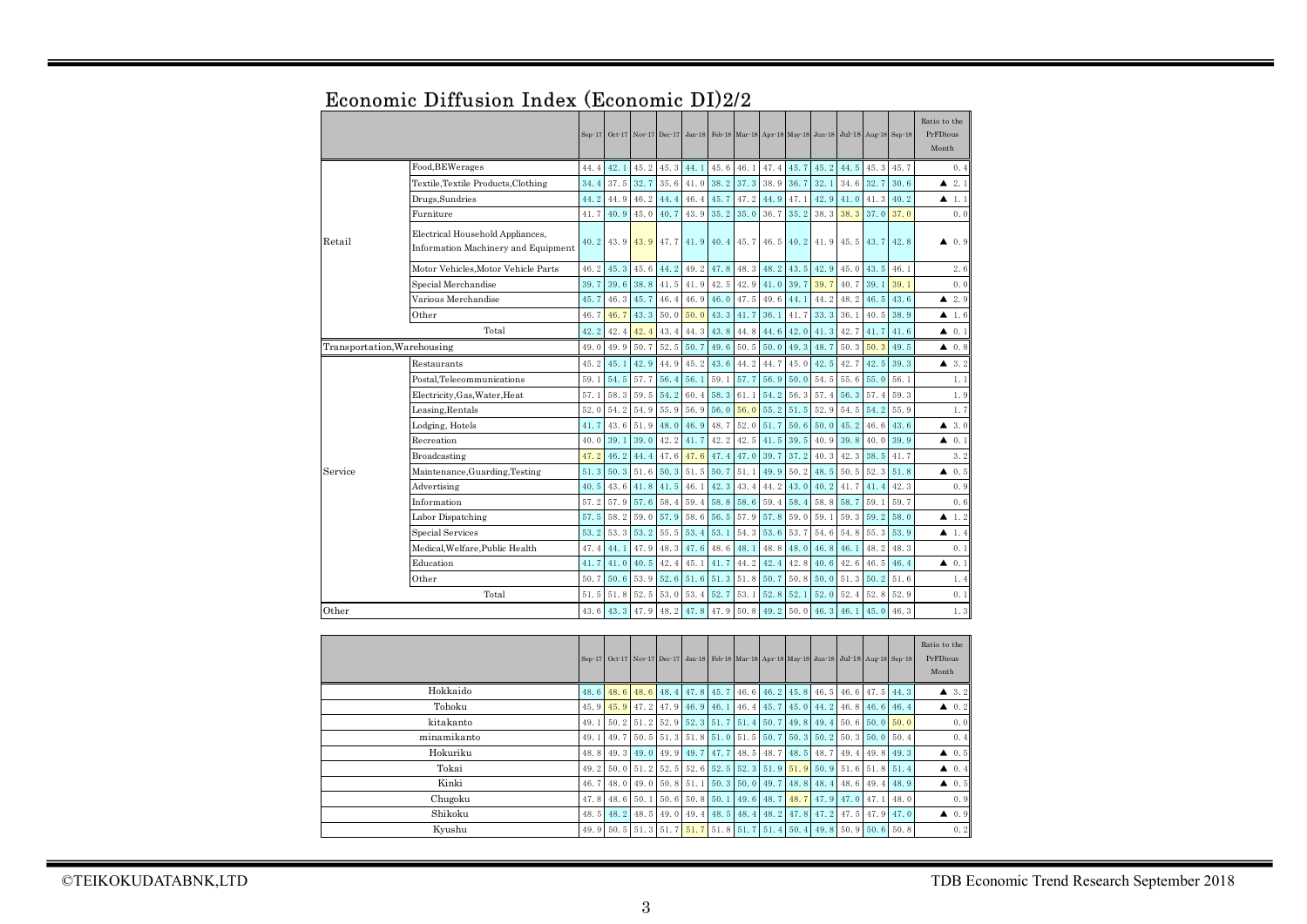# Economic Diffusion Index (Economic DI)2/2

| | | Sep-17 | Oct-17 | Nov-17 | Dec-17 | Jan-18 | Feb-18 | Mar-18 | Apr-18 | May-18 | Jun-18 | Jul-18 | Aug-18 | Sep-18 | Ratio to the PrFDious Month |
|---|---|---|---|---|---|---|---|---|---|---|---|---|---|---|---|
| Retail | Food,BEWerages | 44.4 | 42.1 | 45.2 | 45.3 | 44.1 | 45.6 | 46.1 | 47.4 | 45.7 | 45.2 | 44.5 | 45.3 | 45.7 | 0.4 |
| | Textile,Textile Products,Clothing | 34.4 | 37.5 | 32.7 | 35.6 | 41.0 | 38.2 | 37.3 | 38.9 | 36.7 | 32.1 | 34.6 | 32.7 | 30.6 | ▲ 2.1 |
| | Drugs,Sundries | 44.2 | 44.9 | 46.2 | 44.4 | 46.4 | 45.7 | 47.2 | 44.9 | 47.1 | 42.9 | 41.0 | 41.3 | 40.2 | ▲ 1.1 |
| | Furniture | 41.7 | 40.9 | 45.0 | 40.7 | 43.9 | 35.2 | 35.0 | 36.7 | 35.2 | 38.3 | 38.3 | 37.0 | 37.0 | 0.0 |
| | Electrical Household Appliances, Information Machinery and Equipment | 40.2 | 43.9 | 43.9 | 47.7 | 41.9 | 40.4 | 45.7 | 46.5 | 40.2 | 41.9 | 45.5 | 43.7 | 42.8 | ▲ 0.9 |
| | Motor Vehicles,Motor Vehicle Parts | 46.2 | 45.3 | 45.6 | 44.2 | 49.2 | 47.8 | 48.3 | 48.2 | 43.5 | 42.9 | 45.0 | 43.5 | 46.1 | 2.6 |
| | Special Merchandise | 39.7 | 39.6 | 38.8 | 41.5 | 41.9 | 42.5 | 42.9 | 41.0 | 39.7 | 39.7 | 40.7 | 39.1 | 39.1 | 0.0 |
| | Various Merchandise | 45.7 | 46.3 | 45.7 | 46.4 | 46.9 | 46.0 | 47.5 | 49.6 | 44.1 | 44.2 | 48.2 | 46.5 | 43.6 | ▲ 2.9 |
| | Other | 46.7 | 46.7 | 43.3 | 50.0 | 50.0 | 43.3 | 41.7 | 36.1 | 41.7 | 33.3 | 36.1 | 40.5 | 38.9 | ▲ 1.6 |
| | Total | 42.2 | 42.4 | 42.4 | 43.4 | 44.3 | 43.8 | 44.8 | 44.6 | 42.0 | 41.3 | 42.7 | 41.7 | 41.6 | ▲ 0.1 |
| Transportation,Warehousing | | 49.0 | 49.9 | 50.7 | 52.5 | 50.7 | 49.6 | 50.5 | 50.0 | 49.3 | 48.7 | 50.3 | 50.3 | 49.5 | ▲ 0.8 |
| Service | Restaurants | 45.2 | 45.1 | 42.9 | 44.9 | 45.2 | 43.6 | 44.2 | 44.7 | 45.0 | 42.5 | 42.7 | 42.5 | 39.3 | ▲ 3.2 |
| | Postal,Telecommunications | 59.1 | 54.5 | 57.7 | 56.4 | 56.1 | 59.1 | 57.7 | 56.9 | 50.0 | 54.5 | 55.6 | 55.0 | 56.1 | 1.1 |
| | Electricity,Gas,Water,Heat | 57.1 | 58.3 | 59.5 | 54.2 | 60.4 | 58.3 | 61.1 | 54.2 | 56.3 | 57.4 | 56.3 | 57.4 | 59.3 | 1.9 |
| | Leasing,Rentals | 52.0 | 54.2 | 54.9 | 55.9 | 56.9 | 56.0 | 56.0 | 55.2 | 51.5 | 52.9 | 54.5 | 54.2 | 55.9 | 1.7 |
| | Lodging, Hotels | 41.7 | 43.6 | 51.9 | 48.0 | 46.9 | 48.7 | 52.0 | 51.7 | 50.6 | 50.0 | 45.2 | 46.6 | 43.6 | ▲ 3.0 |
| | Recreation | 40.0 | 39.1 | 39.0 | 42.2 | 41.7 | 42.2 | 42.5 | 41.5 | 39.5 | 40.9 | 39.8 | 40.0 | 39.9 | ▲ 0.1 |
| | Broadcasting | 47.2 | 46.2 | 44.4 | 47.6 | 47.6 | 47.4 | 47.0 | 39.7 | 37.2 | 40.3 | 42.3 | 38.5 | 41.7 | 3.2 |
| | Maintenance,Guarding,Testing | 51.3 | 50.3 | 51.6 | 50.3 | 51.5 | 50.7 | 51.1 | 49.9 | 50.2 | 48.5 | 50.5 | 52.3 | 51.8 | ▲ 0.5 |
| | Advertising | 40.5 | 43.6 | 41.8 | 41.5 | 46.1 | 42.3 | 43.4 | 44.2 | 43.0 | 40.2 | 41.7 | 41.4 | 42.3 | 0.9 |
| | Information | 57.2 | 57.9 | 57.6 | 58.4 | 59.4 | 58.8 | 58.6 | 59.4 | 58.4 | 58.8 | 58.7 | 59.1 | 59.7 | 0.6 |
| | Labor Dispatching | 57.5 | 58.2 | 59.0 | 57.9 | 58.6 | 56.5 | 57.9 | 57.8 | 59.0 | 59.1 | 59.3 | 59.2 | 58.0 | ▲ 1.2 |
| | Special Services | 53.2 | 53.3 | 53.2 | 55.5 | 53.4 | 53.1 | 54.3 | 53.6 | 53.7 | 54.6 | 54.8 | 55.3 | 53.9 | ▲ 1.4 |
| | Medical,Welfare,Public Health | 47.4 | 44.1 | 47.9 | 48.3 | 47.6 | 48.6 | 48.1 | 48.8 | 48.0 | 46.8 | 46.1 | 48.2 | 48.3 | 0.1 |
| | Education | 41.7 | 41.0 | 40.5 | 42.4 | 45.1 | 41.7 | 44.2 | 42.4 | 42.8 | 40.6 | 42.6 | 46.5 | 46.4 | ▲ 0.1 |
| | Other | 50.7 | 50.6 | 53.9 | 52.6 | 51.6 | 51.3 | 51.8 | 50.7 | 50.8 | 50.0 | 51.3 | 50.2 | 51.6 | 1.4 |
| | Total | 51.5 | 51.8 | 52.5 | 53.0 | 53.4 | 52.7 | 53.1 | 52.8 | 52.1 | 52.0 | 52.4 | 52.8 | 52.9 | 0.1 |
| Other | | 43.6 | 43.3 | 47.9 | 48.2 | 47.8 | 47.9 | 50.8 | 49.2 | 50.0 | 46.3 | 46.1 | 45.0 | 46.3 | 1.3 |

| | Sep-17 | Oct-17 | Nov-17 | Dec-17 | Jan-18 | Feb-18 | Mar-18 | Apr-18 | May-18 | Jun-18 | Jul-18 | Aug-18 | Sep-18 | Ratio to the PrFDious Month |
|---|---|---|---|---|---|---|---|---|---|---|---|---|---|---|
| Hokkaido | 48.6 | 48.6 | 48.6 | 48.4 | 47.8 | 45.7 | 46.6 | 46.2 | 45.8 | 46.5 | 46.6 | 47.5 | 44.3 | ▲ 3.2 |
| Tohoku | 45.9 | 45.9 | 47.2 | 47.9 | 46.9 | 46.1 | 46.4 | 45.7 | 45.0 | 44.2 | 46.8 | 46.6 | 46.4 | ▲ 0.2 |
| kitakanto | 49.1 | 50.2 | 51.2 | 52.9 | 52.3 | 51.7 | 51.4 | 50.7 | 49.8 | 49.4 | 50.6 | 50.0 | 50.0 | 0.0 |
| minamikanto | 49.1 | 49.7 | 50.5 | 51.3 | 51.8 | 51.0 | 51.5 | 50.7 | 50.3 | 50.2 | 50.3 | 50.0 | 50.4 | 0.4 |
| Hokuriku | 48.8 | 49.3 | 49.0 | 49.9 | 49.7 | 47.7 | 48.5 | 48.7 | 48.5 | 48.7 | 49.4 | 49.8 | 49.3 | ▲ 0.5 |
| Tokai | 49.2 | 50.0 | 51.2 | 52.5 | 52.6 | 52.5 | 52.3 | 51.9 | 51.9 | 50.9 | 51.6 | 51.8 | 51.4 | ▲ 0.4 |
| Kinki | 46.7 | 48.0 | 49.0 | 50.8 | 51.1 | 50.3 | 50.0 | 49.7 | 48.8 | 48.4 | 48.6 | 49.4 | 48.9 | ▲ 0.5 |
| Chugoku | 47.8 | 48.6 | 50.1 | 50.6 | 50.8 | 50.1 | 49.6 | 48.7 | 48.7 | 47.9 | 47.0 | 47.1 | 48.0 | 0.9 |
| Shikoku | 48.5 | 48.2 | 48.5 | 49.0 | 49.4 | 48.5 | 48.4 | 48.2 | 47.8 | 47.2 | 47.5 | 47.9 | 47.0 | ▲ 0.9 |
| Kyushu | 49.9 | 50.5 | 51.3 | 51.7 | 51.7 | 51.8 | 51.7 | 51.4 | 50.4 | 49.8 | 50.9 | 50.6 | 50.8 | 0.2 |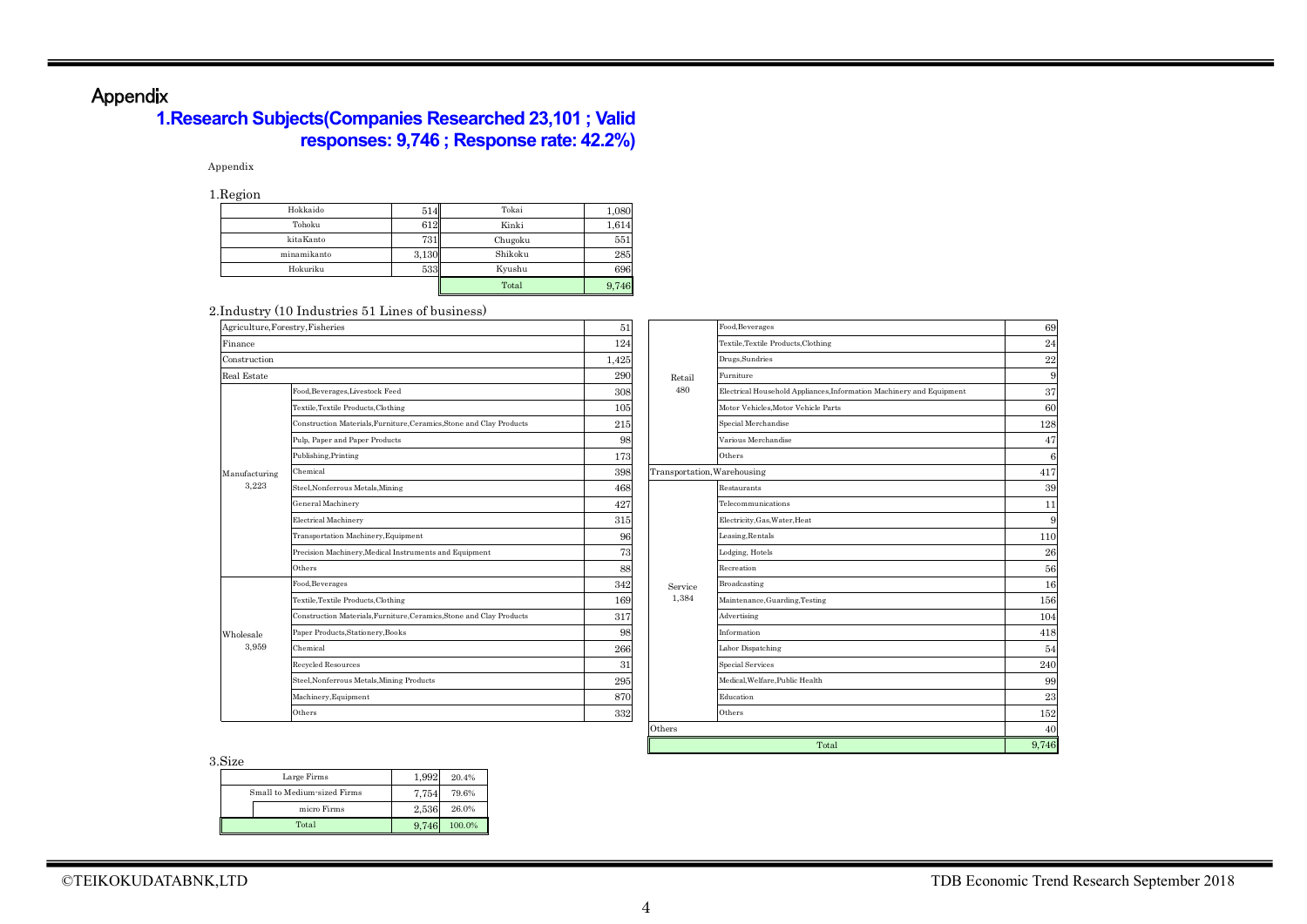# Appendix

## 1.Research Subjects(Companies Researched 23,101 ; Valid responses: 9,746 ; Response rate: 42.2%)

Appendix

### 1.Region

| Region | Count | Region | Count |
|---|---|---|---|
| Hokkaido | 514 | Tokai | 1,080 |
| Tohoku | 612 | Kinki | 1,614 |
| kitaKanto | 731 | Chugoku | 551 |
| minamikanto | 3,130 | Shikoku | 285 |
| Hokuriku | 533 | Kyushu | 696 |
| | | Total | 9,746 |

### 2.Industry (10 Industries 51 Lines of business)

| Industry | Line of business | Count |
|---|---|---|
| Agriculture,Forestry,Fisheries | | 51 |
| Finance | | 124 |
| Construction | | 1,425 |
| Real Estate | | 290 |
| Manufacturing 3,223 | Food,Beverages,Livestock Feed | 308 |
| | Textile,Textile Products,Clothing | 105 |
| | Construction Materials,Furniture,Ceramics,Stone and Clay Products | 215 |
| | Pulp, Paper and Paper Products | 98 |
| | Publishing,Printing | 173 |
| | Chemical | 398 |
| | Steel,Nonferrous Metals,Mining | 468 |
| | General Machinery | 427 |
| | Electrical Machinery | 315 |
| | Transportation Machinery,Equipment | 96 |
| | Precision Machinery,Medical Instruments and Equipment | 73 |
| | Others | 88 |
| Wholesale 3,959 | Food,Beverages | 342 |
| | Textile,Textile Products,Clothing | 169 |
| | Construction Materials,Furniture,Ceramics,Stone and Clay Products | 317 |
| | Paper Products,Stationery,Books | 98 |
| | Chemical | 266 |
| | Recycled Resources | 31 |
| | Steel,Nonferrous Metals,Mining Products | 295 |
| | Machinery,Equipment | 870 |
| | Others | 332 |
| Retail 480 | Food,Beverages | 69 |
| | Textile,Textile Products,Clothing | 24 |
| | Drugs,Sundries | 22 |
| | Furniture | 9 |
| | Electrical Household Appliances,Information Machinery and Equipment | 37 |
| | Motor Vehicles,Motor Vehicle Parts | 60 |
| | Special Merchandise | 128 |
| | Various Merchandise | 47 |
| | Others | 6 |
| Transportation,Warehousing | | 417 |
| Service 1,384 | Restaurants | 39 |
| | Telecommunications | 11 |
| | Electricity,Gas,Water,Heat | 9 |
| | Leasing,Rentals | 110 |
| | Lodging, Hotels | 26 |
| | Recreation | 56 |
| | Broadcasting | 16 |
| | Maintenance,Guarding,Testing | 156 |
| | Advertising | 104 |
| | Information | 418 |
| | Labor Dispatching | 54 |
| | Special Services | 240 |
| | Medical,Welfare,Public Health | 99 |
| | Education | 23 |
| | Others | 152 |
| Others | | 40 |
| Total | | 9,746 |

### 3.Size

| Size | Count | Share |
|---|---|---|
| Large Firms | 1,992 | 20.4% |
| Small to Medium-sized Firms | 7,754 | 79.6% |
| micro Firms | 2,536 | 26.0% |
| Total | 9,746 | 100.0% |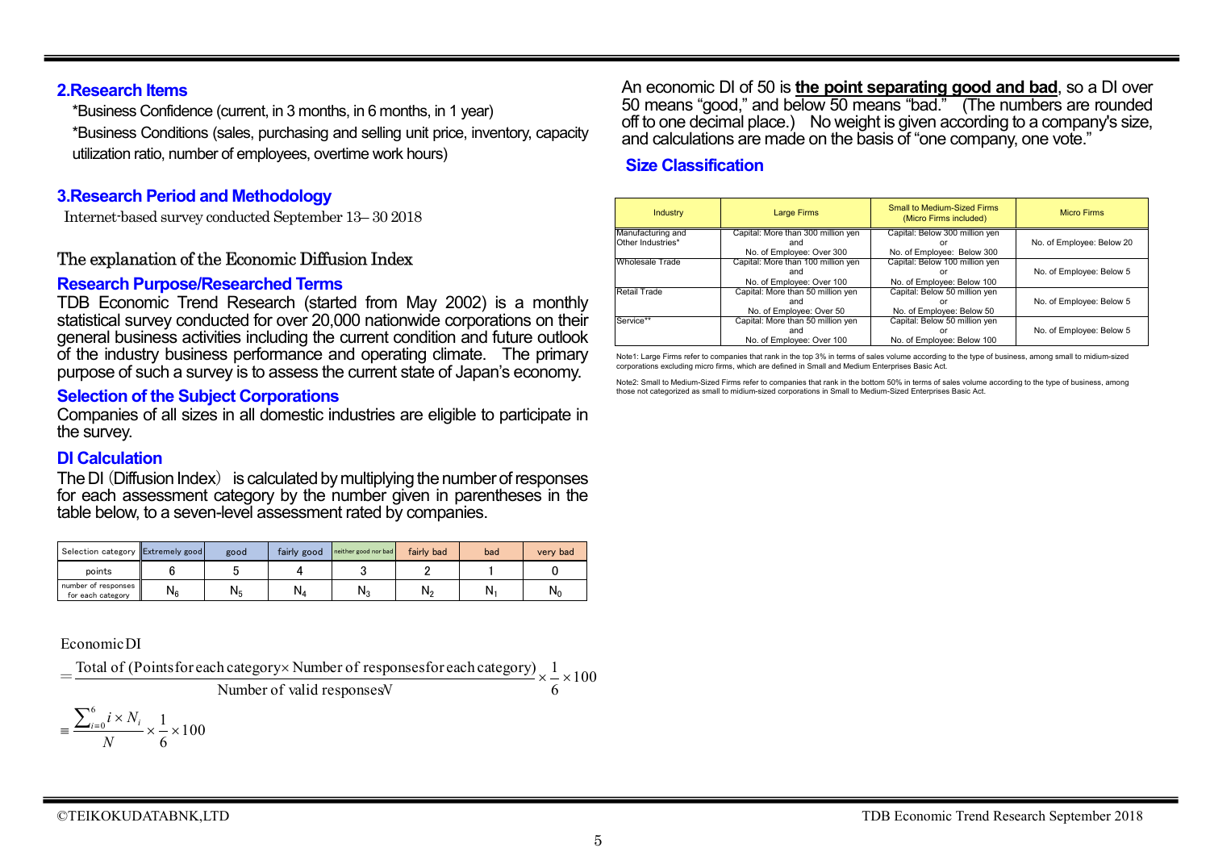## 2.Research Items

*Business Confidence (current, in 3 months, in 6 months, in 1 year)

*Business Conditions (sales, purchasing and selling unit price, inventory, capacity utilization ratio, number of employees, overtime work hours)

## 3.Research Period and Methodology

Internet-based survey conducted September 13– 30 2018

## The explanation of the Economic Diffusion Index

### Research Purpose/Researched Terms

TDB Economic Trend Research (started from May 2002) is a monthly statistical survey conducted for over 20,000 nationwide corporations on their general business activities including the current condition and future outlook of the industry business performance and operating climate. The primary purpose of such a survey is to assess the current state of Japan's economy.

### Selection of the Subject Corporations

Companies of all sizes in all domestic industries are eligible to participate in the survey.

### DI Calculation

The DI (Diffusion Index) is calculated by multiplying the number of responses for each assessment category by the number given in parentheses in the table below, to a seven-level assessment rated by companies.

| Selection category | Extremely good | good | fairly good | neither good nor bad | fairly bad | bad | very bad |
|---|---|---|---|---|---|---|---|
| points | 6 | 5 | 4 | 3 | 2 | 1 | 0 |
| number of responses for each category | $N_6$ | $N_5$ | $N_4$ | $N_3$ | $N_2$ | $N_1$ | $N_0$ |

Economic DI

$$= \frac{\text{Total of (Points for each category} \times \text{Number of responses for each category)}}{\text{Number of valid responses} N} \times \frac{1}{6} \times 100$$

$$\equiv \frac{\sum_{i=0}^{6} i \times N_i}{N} \times \frac{1}{6} \times 100$$

An economic DI of 50 is **the point separating good and bad**, so a DI over 50 means "good," and below 50 means "bad." (The numbers are rounded off to one decimal place.) No weight is given according to a company's size, and calculations are made on the basis of "one company, one vote."

### Size Classification

| Industry | Large Firms | Small to Medium-Sized Firms (Micro Firms included) | Micro Firms |
|---|---|---|---|
| Manufacturing and Other Industries* | Capital: More than 300 million yen and No. of Employee: Over 300 | Capital: Below 300 million yen or No. of Employee: Below 300 | No. of Employee: Below 20 |
| Wholesale Trade | Capital: More than 100 million yen and No. of Employee: Over 100 | Capital: Below 100 million yen or No. of Employee: Below 100 | No. of Employee: Below 5 |
| Retail Trade | Capital: More than 50 million yen and No. of Employee: Over 50 | Capital: Below 50 million yen or No. of Employee: Below 50 | No. of Employee: Below 5 |
| Service** | Capital: More than 50 million yen and No. of Employee: Over 100 | Capital: Below 50 million yen or No. of Employee: Below 100 | No. of Employee: Below 5 |

Note1: Large Firms refer to companies that rank in the top 3% in terms of sales volume according to the type of business, among small to midium-sized corporations excluding micro firms, which are defined in Small and Medium Enterprises Basic Act.

Note2: Small to Medium-Sized Firms refer to companies that rank in the bottom 50% in terms of sales volume according to the type of business, among those not categorized as small to midium-sized corporations in Small to Medium-Sized Enterprises Basic Act.